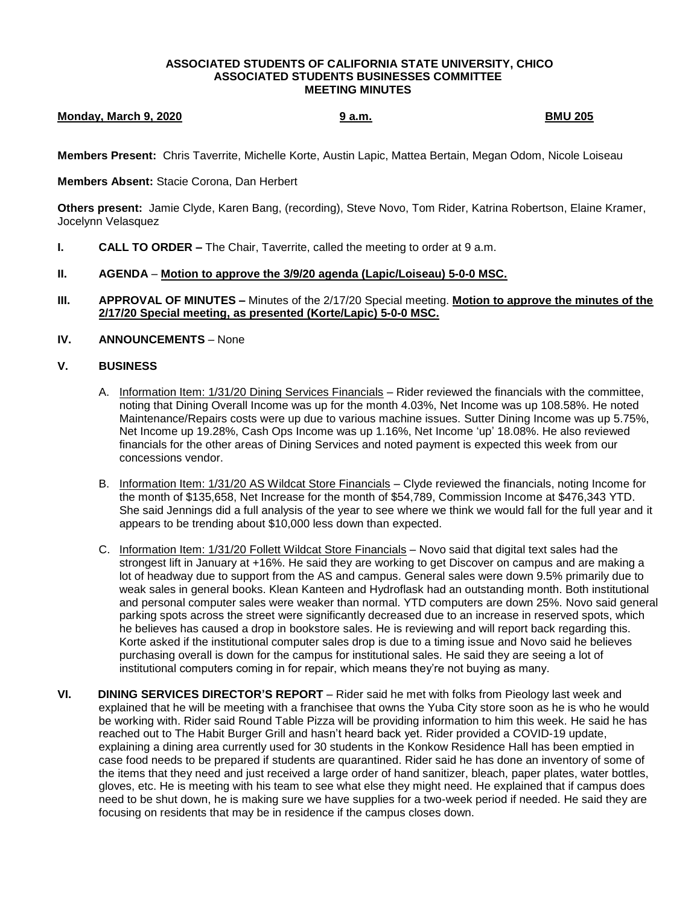**ASSOCIATED STUDENTS OF CALIFORNIA STATE UNIVERSITY, CHICO**
**ASSOCIATED STUDENTS BUSINESSES COMMITTEE**
**MEETING MINUTES**

**Monday, March 9, 2020** **9 a.m.** **BMU 205**

**Members Present:** Chris Taverrite, Michelle Korte, Austin Lapic, Mattea Bertain, Megan Odom, Nicole Loiseau

**Members Absent:** Stacie Corona, Dan Herbert

**Others present:** Jamie Clyde, Karen Bang, (recording), Steve Novo, Tom Rider, Katrina Robertson, Elaine Kramer, Jocelynn Velasquez

**I. CALL TO ORDER –** The Chair, Taverrite, called the meeting to order at 9 a.m.

**II. AGENDA** – **Motion to approve the 3/9/20 agenda (Lapic/Loiseau) 5-0-0 MSC.**

**III. APPROVAL OF MINUTES –** Minutes of the 2/17/20 Special meeting. **Motion to approve the minutes of the 2/17/20 Special meeting, as presented (Korte/Lapic) 5-0-0 MSC.**

**IV. ANNOUNCEMENTS** – None

**V. BUSINESS**

A. Information Item: 1/31/20 Dining Services Financials – Rider reviewed the financials with the committee, noting that Dining Overall Income was up for the month 4.03%, Net Income was up 108.58%. He noted Maintenance/Repairs costs were up due to various machine issues. Sutter Dining Income was up 5.75%, Net Income up 19.28%, Cash Ops Income was up 1.16%, Net Income 'up' 18.08%. He also reviewed financials for the other areas of Dining Services and noted payment is expected this week from our concessions vendor.

B. Information Item: 1/31/20 AS Wildcat Store Financials – Clyde reviewed the financials, noting Income for the month of $135,658, Net Increase for the month of $54,789, Commission Income at $476,343 YTD. She said Jennings did a full analysis of the year to see where we think we would fall for the full year and it appears to be trending about $10,000 less down than expected.

C. Information Item: 1/31/20 Follett Wildcat Store Financials – Novo said that digital text sales had the strongest lift in January at +16%. He said they are working to get Discover on campus and are making a lot of headway due to support from the AS and campus. General sales were down 9.5% primarily due to weak sales in general books. Klean Kanteen and Hydroflask had an outstanding month. Both institutional and personal computer sales were weaker than normal. YTD computers are down 25%. Novo said general parking spots across the street were significantly decreased due to an increase in reserved spots, which he believes has caused a drop in bookstore sales. He is reviewing and will report back regarding this. Korte asked if the institutional computer sales drop is due to a timing issue and Novo said he believes purchasing overall is down for the campus for institutional sales. He said they are seeing a lot of institutional computers coming in for repair, which means they're not buying as many.

**VI. DINING SERVICES DIRECTOR'S REPORT** – Rider said he met with folks from Pieology last week and explained that he will be meeting with a franchisee that owns the Yuba City store soon as he is who he would be working with. Rider said Round Table Pizza will be providing information to him this week. He said he has reached out to The Habit Burger Grill and hasn't heard back yet. Rider provided a COVID-19 update, explaining a dining area currently used for 30 students in the Konkow Residence Hall has been emptied in case food needs to be prepared if students are quarantined. Rider said he has done an inventory of some of the items that they need and just received a large order of hand sanitizer, bleach, paper plates, water bottles, gloves, etc. He is meeting with his team to see what else they might need. He explained that if campus does need to be shut down, he is making sure we have supplies for a two-week period if needed. He said they are focusing on residents that may be in residence if the campus closes down.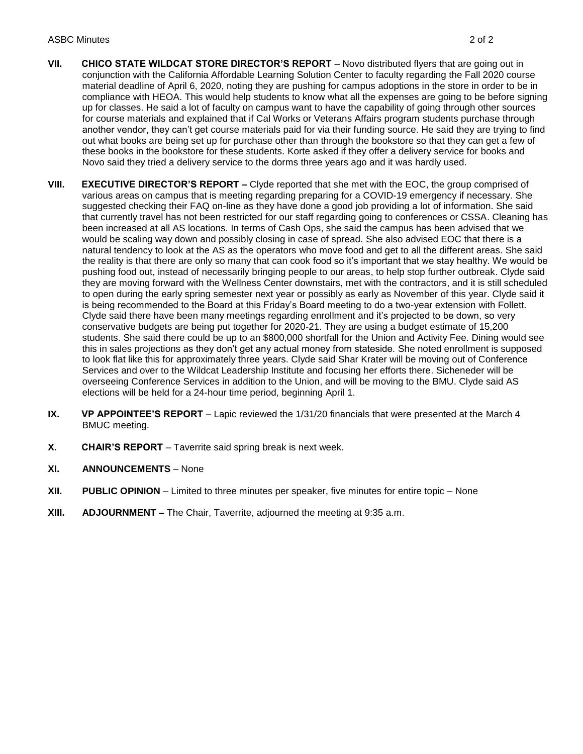**VII. CHICO STATE WILDCAT STORE DIRECTOR'S REPORT** – Novo distributed flyers that are going out in conjunction with the California Affordable Learning Solution Center to faculty regarding the Fall 2020 course material deadline of April 6, 2020, noting they are pushing for campus adoptions in the store in order to be in compliance with HEOA. This would help students to know what all the expenses are going to be before signing up for classes. He said a lot of faculty on campus want to have the capability of going through other sources for course materials and explained that if Cal Works or Veterans Affairs program students purchase through another vendor, they can't get course materials paid for via their funding source. He said they are trying to find out what books are being set up for purchase other than through the bookstore so that they can get a few of these books in the bookstore for these students. Korte asked if they offer a delivery service for books and Novo said they tried a delivery service to the dorms three years ago and it was hardly used.

**VIII. EXECUTIVE DIRECTOR'S REPORT –** Clyde reported that she met with the EOC, the group comprised of various areas on campus that is meeting regarding preparing for a COVID-19 emergency if necessary. She suggested checking their FAQ on-line as they have done a good job providing a lot of information. She said that currently travel has not been restricted for our staff regarding going to conferences or CSSA. Cleaning has been increased at all AS locations. In terms of Cash Ops, she said the campus has been advised that we would be scaling way down and possibly closing in case of spread. She also advised EOC that there is a natural tendency to look at the AS as the operators who move food and get to all the different areas. She said the reality is that there are only so many that can cook food so it's important that we stay healthy. We would be pushing food out, instead of necessarily bringing people to our areas, to help stop further outbreak. Clyde said they are moving forward with the Wellness Center downstairs, met with the contractors, and it is still scheduled to open during the early spring semester next year or possibly as early as November of this year. Clyde said it is being recommended to the Board at this Friday's Board meeting to do a two-year extension with Follett. Clyde said there have been many meetings regarding enrollment and it's projected to be down, so very conservative budgets are being put together for 2020-21. They are using a budget estimate of 15,200 students. She said there could be up to an $800,000 shortfall for the Union and Activity Fee. Dining would see this in sales projections as they don't get any actual money from stateside. She noted enrollment is supposed to look flat like this for approximately three years. Clyde said Shar Krater will be moving out of Conference Services and over to the Wildcat Leadership Institute and focusing her efforts there. Sicheneder will be overseeing Conference Services in addition to the Union, and will be moving to the BMU. Clyde said AS elections will be held for a 24-hour time period, beginning April 1.

**IX. VP APPOINTEE'S REPORT** – Lapic reviewed the 1/31/20 financials that were presented at the March 4 BMUC meeting.

**X. CHAIR'S REPORT** – Taverrite said spring break is next week.

**XI. ANNOUNCEMENTS** – None

**XII. PUBLIC OPINION** – Limited to three minutes per speaker, five minutes for entire topic – None

**XIII. ADJOURNMENT –** The Chair, Taverrite, adjourned the meeting at 9:35 a.m.